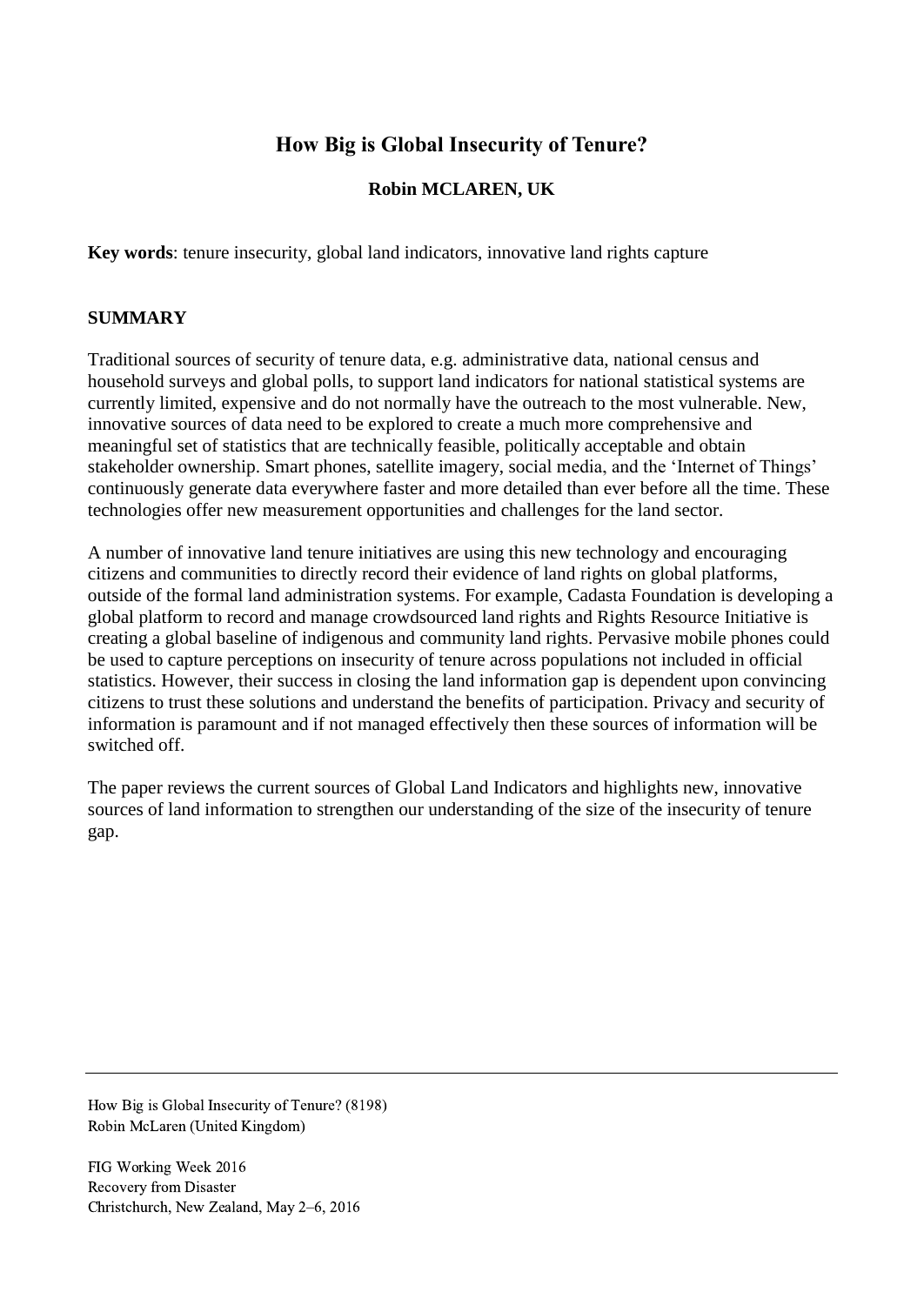# How Big is Global Insecurity of Tenure?

**Robin MCLAREN, UK**

**Key words**: tenure insecurity, global land indicators, innovative land rights capture

## SUMMARY

Traditional sources of security of tenure data, e.g. administrative data, national census and household surveys and global polls, to support land indicators for national statistical systems are currently limited, expensive and do not normally have the outreach to the most vulnerable. New, innovative sources of data need to be explored to create a much more comprehensive and meaningful set of statistics that are technically feasible, politically acceptable and obtain stakeholder ownership. Smart phones, satellite imagery, social media, and the 'Internet of Things' continuously generate data everywhere faster and more detailed than ever before all the time. These technologies offer new measurement opportunities and challenges for the land sector.

A number of innovative land tenure initiatives are using this new technology and encouraging citizens and communities to directly record their evidence of land rights on global platforms, outside of the formal land administration systems. For example, Cadasta Foundation is developing a global platform to record and manage crowdsourced land rights and Rights Resource Initiative is creating a global baseline of indigenous and community land rights. Pervasive mobile phones could be used to capture perceptions on insecurity of tenure across populations not included in official statistics. However, their success in closing the land information gap is dependent upon convincing citizens to trust these solutions and understand the benefits of participation. Privacy and security of information is paramount and if not managed effectively then these sources of information will be switched off.

The paper reviews the current sources of Global Land Indicators and highlights new, innovative sources of land information to strengthen our understanding of the size of the insecurity of tenure gap.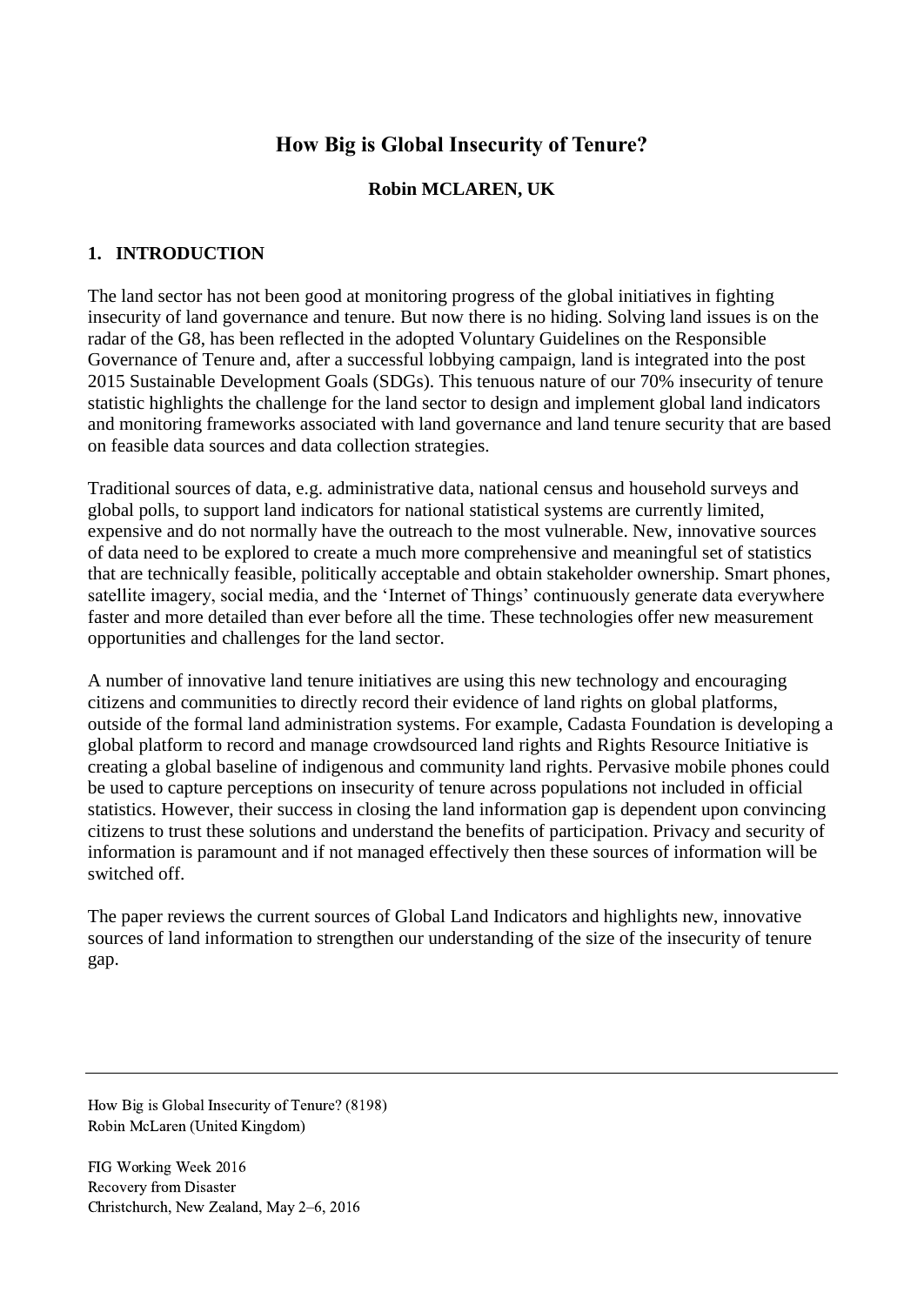# How Big is Global Insecurity of Tenure?

**Robin MCLAREN, UK**

## 1. INTRODUCTION

The land sector has not been good at monitoring progress of the global initiatives in fighting insecurity of land governance and tenure. But now there is no hiding. Solving land issues is on the radar of the G8, has been reflected in the adopted Voluntary Guidelines on the Responsible Governance of Tenure and, after a successful lobbying campaign, land is integrated into the post 2015 Sustainable Development Goals (SDGs). This tenuous nature of our 70% insecurity of tenure statistic highlights the challenge for the land sector to design and implement global land indicators and monitoring frameworks associated with land governance and land tenure security that are based on feasible data sources and data collection strategies.

Traditional sources of data, e.g. administrative data, national census and household surveys and global polls, to support land indicators for national statistical systems are currently limited, expensive and do not normally have the outreach to the most vulnerable. New, innovative sources of data need to be explored to create a much more comprehensive and meaningful set of statistics that are technically feasible, politically acceptable and obtain stakeholder ownership. Smart phones, satellite imagery, social media, and the 'Internet of Things' continuously generate data everywhere faster and more detailed than ever before all the time. These technologies offer new measurement opportunities and challenges for the land sector.

A number of innovative land tenure initiatives are using this new technology and encouraging citizens and communities to directly record their evidence of land rights on global platforms, outside of the formal land administration systems. For example, Cadasta Foundation is developing a global platform to record and manage crowdsourced land rights and Rights Resource Initiative is creating a global baseline of indigenous and community land rights. Pervasive mobile phones could be used to capture perceptions on insecurity of tenure across populations not included in official statistics. However, their success in closing the land information gap is dependent upon convincing citizens to trust these solutions and understand the benefits of participation. Privacy and security of information is paramount and if not managed effectively then these sources of information will be switched off.

The paper reviews the current sources of Global Land Indicators and highlights new, innovative sources of land information to strengthen our understanding of the size of the insecurity of tenure gap.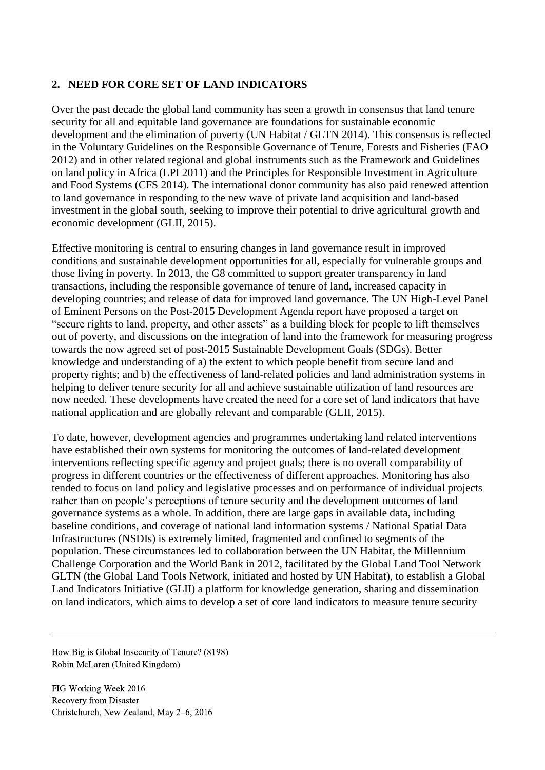## 2. NEED FOR CORE SET OF LAND INDICATORS

Over the past decade the global land community has seen a growth in consensus that land tenure security for all and equitable land governance are foundations for sustainable economic development and the elimination of poverty (UN Habitat / GLTN 2014). This consensus is reflected in the Voluntary Guidelines on the Responsible Governance of Tenure, Forests and Fisheries (FAO 2012) and in other related regional and global instruments such as the Framework and Guidelines on land policy in Africa (LPI 2011) and the Principles for Responsible Investment in Agriculture and Food Systems (CFS 2014). The international donor community has also paid renewed attention to land governance in responding to the new wave of private land acquisition and land-based investment in the global south, seeking to improve their potential to drive agricultural growth and economic development (GLII, 2015).

Effective monitoring is central to ensuring changes in land governance result in improved conditions and sustainable development opportunities for all, especially for vulnerable groups and those living in poverty. In 2013, the G8 committed to support greater transparency in land transactions, including the responsible governance of tenure of land, increased capacity in developing countries; and release of data for improved land governance. The UN High-Level Panel of Eminent Persons on the Post-2015 Development Agenda report have proposed a target on "secure rights to land, property, and other assets" as a building block for people to lift themselves out of poverty, and discussions on the integration of land into the framework for measuring progress towards the now agreed set of post-2015 Sustainable Development Goals (SDGs). Better knowledge and understanding of a) the extent to which people benefit from secure land and property rights; and b) the effectiveness of land-related policies and land administration systems in helping to deliver tenure security for all and achieve sustainable utilization of land resources are now needed. These developments have created the need for a core set of land indicators that have national application and are globally relevant and comparable (GLII, 2015).

To date, however, development agencies and programmes undertaking land related interventions have established their own systems for monitoring the outcomes of land-related development interventions reflecting specific agency and project goals; there is no overall comparability of progress in different countries or the effectiveness of different approaches. Monitoring has also tended to focus on land policy and legislative processes and on performance of individual projects rather than on people's perceptions of tenure security and the development outcomes of land governance systems as a whole. In addition, there are large gaps in available data, including baseline conditions, and coverage of national land information systems / National Spatial Data Infrastructures (NSDIs) is extremely limited, fragmented and confined to segments of the population. These circumstances led to collaboration between the UN Habitat, the Millennium Challenge Corporation and the World Bank in 2012, facilitated by the Global Land Tool Network GLTN (the Global Land Tools Network, initiated and hosted by UN Habitat), to establish a Global Land Indicators Initiative (GLII) a platform for knowledge generation, sharing and dissemination on land indicators, which aims to develop a set of core land indicators to measure tenure security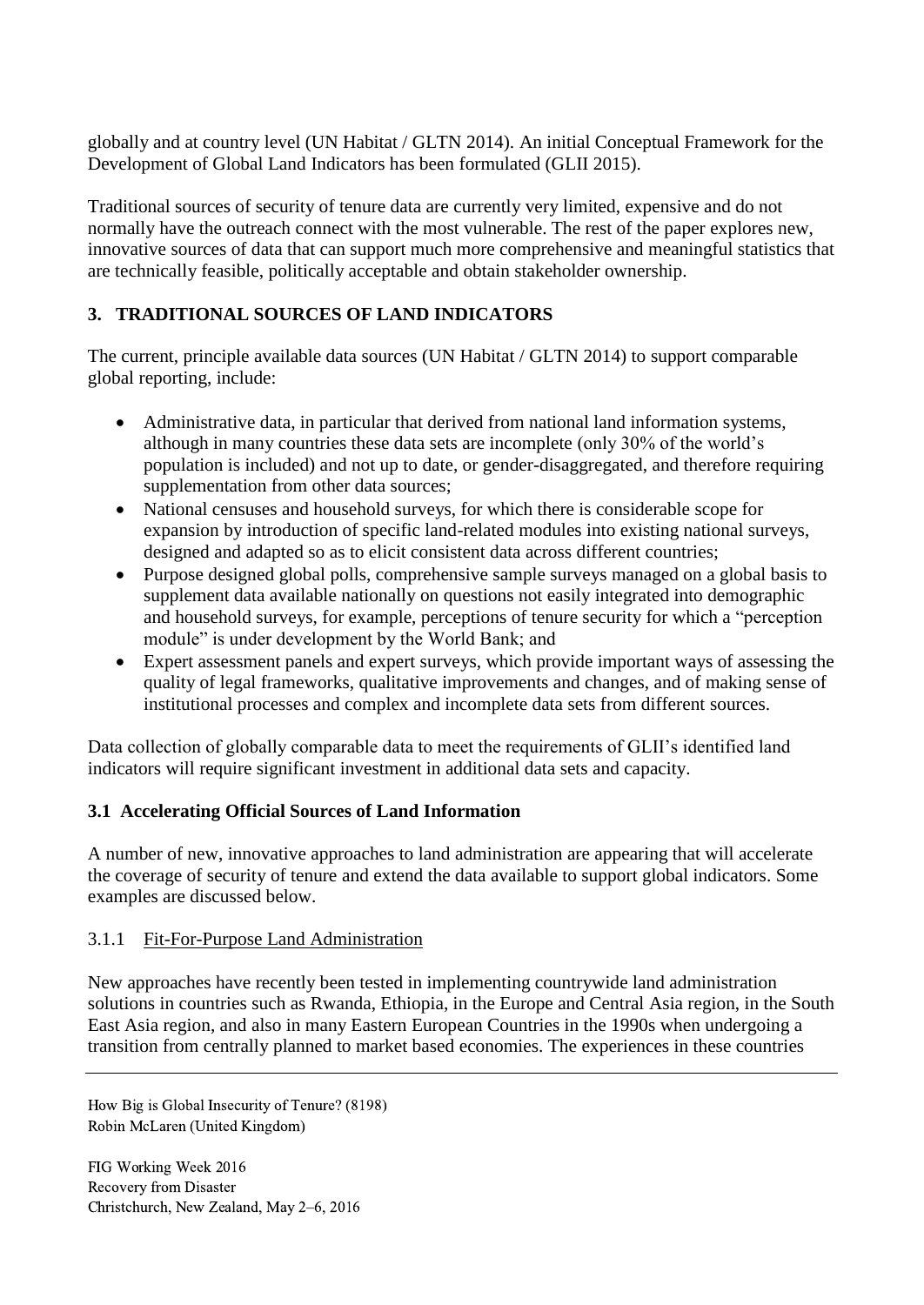globally and at country level (UN Habitat / GLTN 2014). An initial Conceptual Framework for the Development of Global Land Indicators has been formulated (GLII 2015).

Traditional sources of security of tenure data are currently very limited, expensive and do not normally have the outreach connect with the most vulnerable. The rest of the paper explores new, innovative sources of data that can support much more comprehensive and meaningful statistics that are technically feasible, politically acceptable and obtain stakeholder ownership.

## 3. TRADITIONAL SOURCES OF LAND INDICATORS

The current, principle available data sources (UN Habitat / GLTN 2014) to support comparable global reporting, include:

- Administrative data, in particular that derived from national land information systems, although in many countries these data sets are incomplete (only 30% of the world's population is included) and not up to date, or gender-disaggregated, and therefore requiring supplementation from other data sources;
- National censuses and household surveys, for which there is considerable scope for expansion by introduction of specific land-related modules into existing national surveys, designed and adapted so as to elicit consistent data across different countries;
- Purpose designed global polls, comprehensive sample surveys managed on a global basis to supplement data available nationally on questions not easily integrated into demographic and household surveys, for example, perceptions of tenure security for which a "perception module" is under development by the World Bank; and
- Expert assessment panels and expert surveys, which provide important ways of assessing the quality of legal frameworks, qualitative improvements and changes, and of making sense of institutional processes and complex and incomplete data sets from different sources.

Data collection of globally comparable data to meet the requirements of GLII's identified land indicators will require significant investment in additional data sets and capacity.

### 3.1 Accelerating Official Sources of Land Information

A number of new, innovative approaches to land administration are appearing that will accelerate the coverage of security of tenure and extend the data available to support global indicators. Some examples are discussed below.

#### 3.1.1 Fit-For-Purpose Land Administration

New approaches have recently been tested in implementing countrywide land administration solutions in countries such as Rwanda, Ethiopia, in the Europe and Central Asia region, in the South East Asia region, and also in many Eastern European Countries in the 1990s when undergoing a transition from centrally planned to market based economies. The experiences in these countries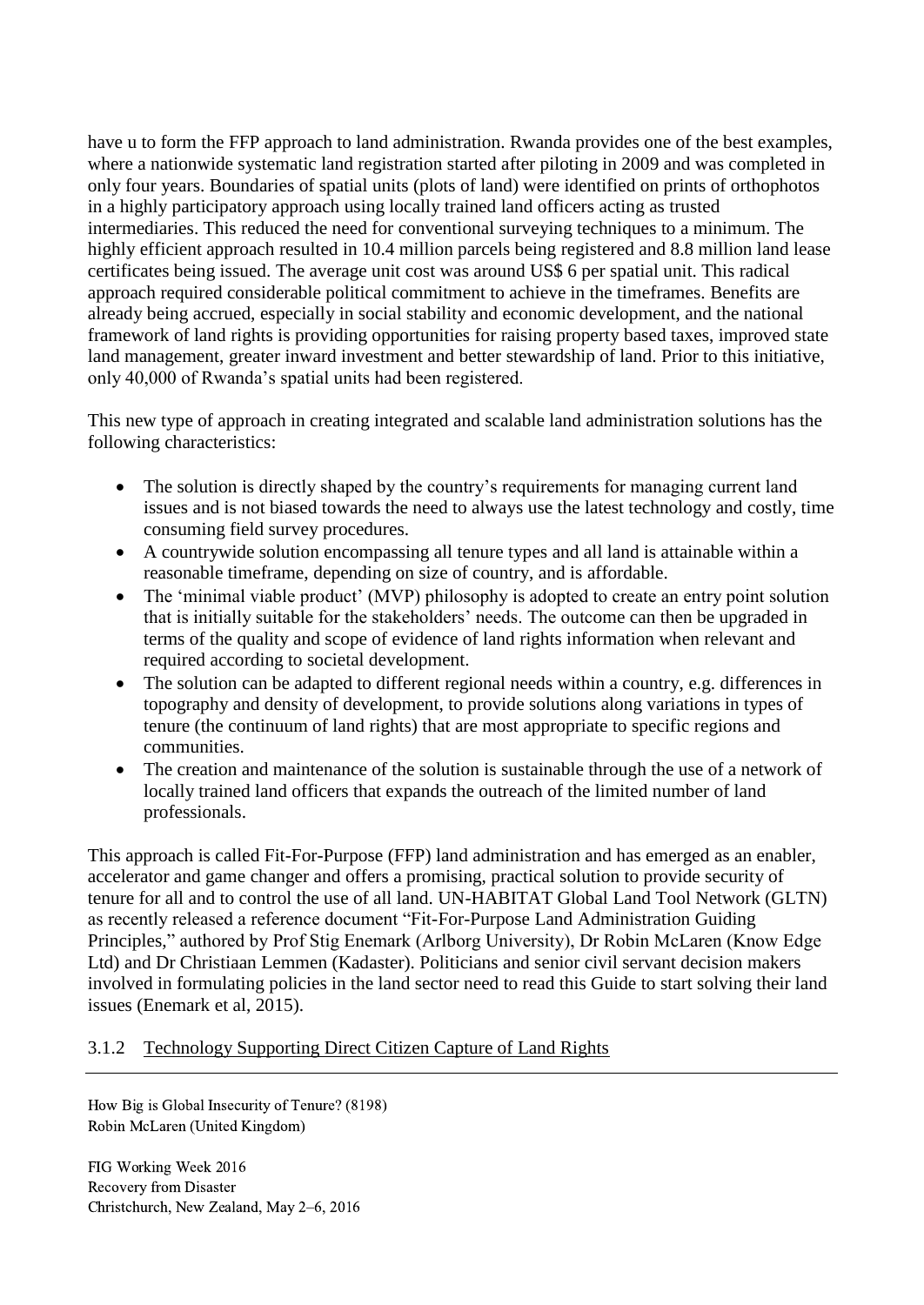have u to form the FFP approach to land administration. Rwanda provides one of the best examples, where a nationwide systematic land registration started after piloting in 2009 and was completed in only four years. Boundaries of spatial units (plots of land) were identified on prints of orthophotos in a highly participatory approach using locally trained land officers acting as trusted intermediaries. This reduced the need for conventional surveying techniques to a minimum. The highly efficient approach resulted in 10.4 million parcels being registered and 8.8 million land lease certificates being issued. The average unit cost was around US$ 6 per spatial unit. This radical approach required considerable political commitment to achieve in the timeframes. Benefits are already being accrued, especially in social stability and economic development, and the national framework of land rights is providing opportunities for raising property based taxes, improved state land management, greater inward investment and better stewardship of land. Prior to this initiative, only 40,000 of Rwanda's spatial units had been registered.

This new type of approach in creating integrated and scalable land administration solutions has the following characteristics:

- The solution is directly shaped by the country's requirements for managing current land issues and is not biased towards the need to always use the latest technology and costly, time consuming field survey procedures.
- A countrywide solution encompassing all tenure types and all land is attainable within a reasonable timeframe, depending on size of country, and is affordable.
- The 'minimal viable product' (MVP) philosophy is adopted to create an entry point solution that is initially suitable for the stakeholders' needs. The outcome can then be upgraded in terms of the quality and scope of evidence of land rights information when relevant and required according to societal development.
- The solution can be adapted to different regional needs within a country, e.g. differences in topography and density of development, to provide solutions along variations in types of tenure (the continuum of land rights) that are most appropriate to specific regions and communities.
- The creation and maintenance of the solution is sustainable through the use of a network of locally trained land officers that expands the outreach of the limited number of land professionals.

This approach is called Fit-For-Purpose (FFP) land administration and has emerged as an enabler, accelerator and game changer and offers a promising, practical solution to provide security of tenure for all and to control the use of all land. UN-HABITAT Global Land Tool Network (GLTN) as recently released a reference document "Fit-For-Purpose Land Administration Guiding Principles," authored by Prof Stig Enemark (Arlborg University), Dr Robin McLaren (Know Edge Ltd) and Dr Christiaan Lemmen (Kadaster). Politicians and senior civil servant decision makers involved in formulating policies in the land sector need to read this Guide to start solving their land issues (Enemark et al, 2015).

#### 3.1.2 Technology Supporting Direct Citizen Capture of Land Rights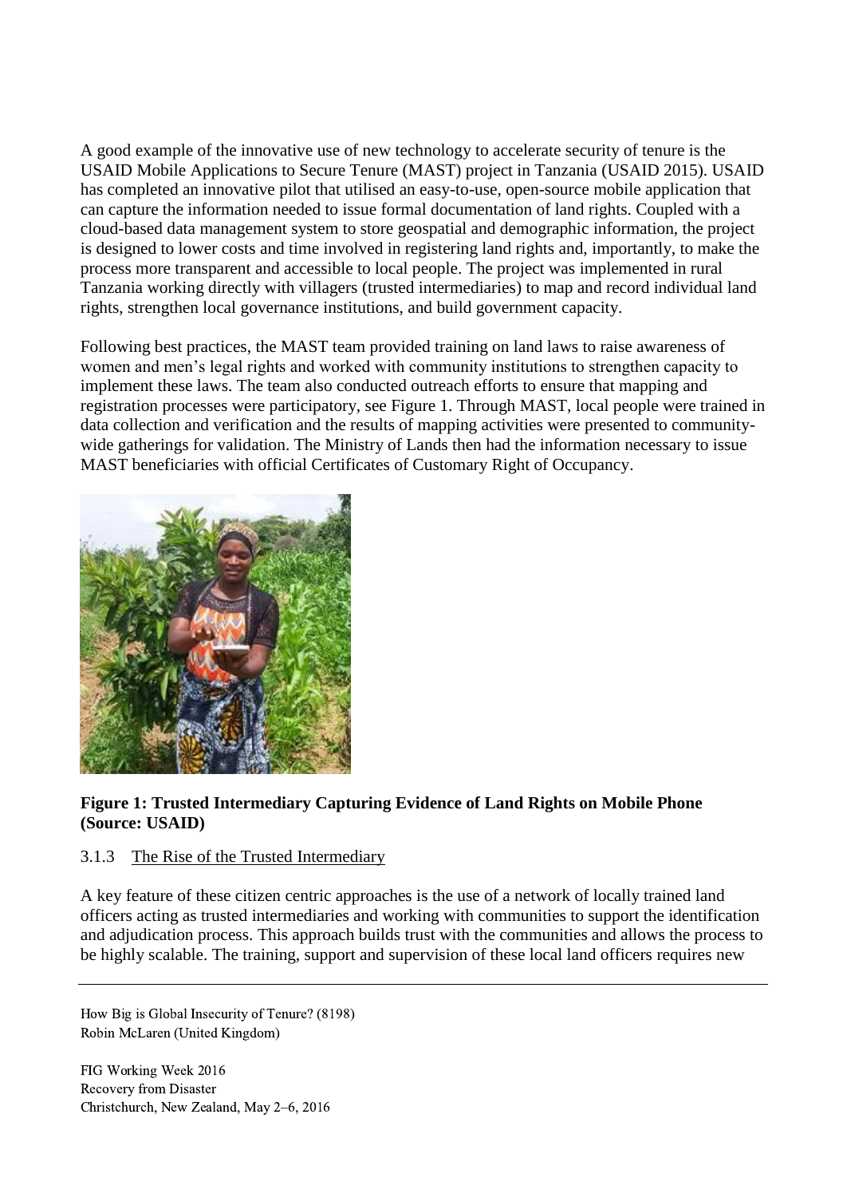A good example of the innovative use of new technology to accelerate security of tenure is the USAID Mobile Applications to Secure Tenure (MAST) project in Tanzania (USAID 2015). USAID has completed an innovative pilot that utilised an easy-to-use, open-source mobile application that can capture the information needed to issue formal documentation of land rights. Coupled with a cloud-based data management system to store geospatial and demographic information, the project is designed to lower costs and time involved in registering land rights and, importantly, to make the process more transparent and accessible to local people. The project was implemented in rural Tanzania working directly with villagers (trusted intermediaries) to map and record individual land rights, strengthen local governance institutions, and build government capacity.

Following best practices, the MAST team provided training on land laws to raise awareness of women and men's legal rights and worked with community institutions to strengthen capacity to implement these laws. The team also conducted outreach efforts to ensure that mapping and registration processes were participatory, see Figure 1. Through MAST, local people were trained in data collection and verification and the results of mapping activities were presented to community-wide gatherings for validation. The Ministry of Lands then had the information necessary to issue MAST beneficiaries with official Certificates of Customary Right of Occupancy.

**Figure 1: Trusted Intermediary Capturing Evidence of Land Rights on Mobile Phone (Source: USAID)**

### 3.1.3 The Rise of the Trusted Intermediary

A key feature of these citizen centric approaches is the use of a network of locally trained land officers acting as trusted intermediaries and working with communities to support the identification and adjudication process. This approach builds trust with the communities and allows the process to be highly scalable. The training, support and supervision of these local land officers requires new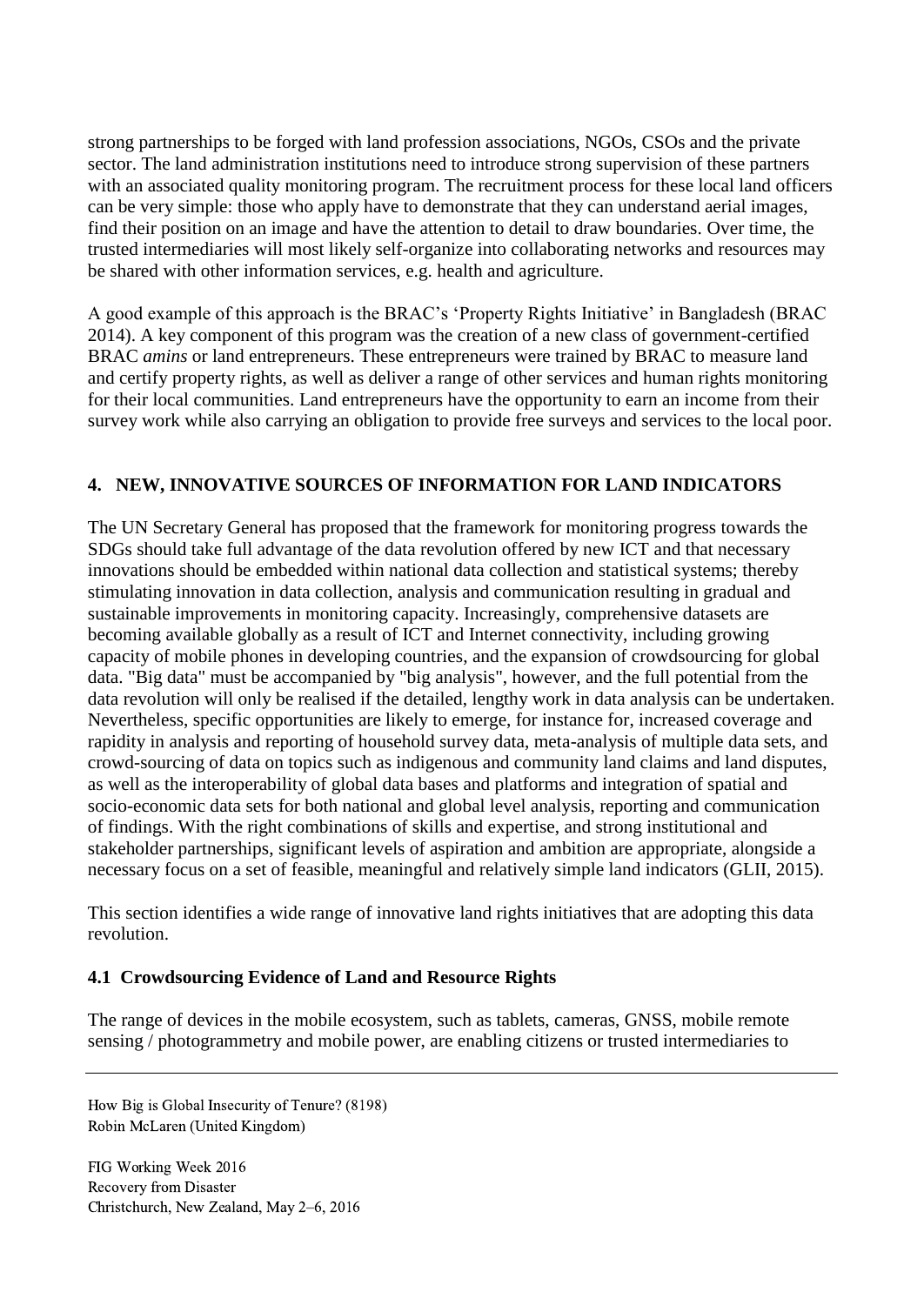strong partnerships to be forged with land profession associations, NGOs, CSOs and the private sector. The land administration institutions need to introduce strong supervision of these partners with an associated quality monitoring program. The recruitment process for these local land officers can be very simple: those who apply have to demonstrate that they can understand aerial images, find their position on an image and have the attention to detail to draw boundaries. Over time, the trusted intermediaries will most likely self-organize into collaborating networks and resources may be shared with other information services, e.g. health and agriculture.

A good example of this approach is the BRAC's 'Property Rights Initiative' in Bangladesh (BRAC 2014). A key component of this program was the creation of a new class of government-certified BRAC *amins* or land entrepreneurs. These entrepreneurs were trained by BRAC to measure land and certify property rights, as well as deliver a range of other services and human rights monitoring for their local communities. Land entrepreneurs have the opportunity to earn an income from their survey work while also carrying an obligation to provide free surveys and services to the local poor.

## 4. NEW, INNOVATIVE SOURCES OF INFORMATION FOR LAND INDICATORS

The UN Secretary General has proposed that the framework for monitoring progress towards the SDGs should take full advantage of the data revolution offered by new ICT and that necessary innovations should be embedded within national data collection and statistical systems; thereby stimulating innovation in data collection, analysis and communication resulting in gradual and sustainable improvements in monitoring capacity. Increasingly, comprehensive datasets are becoming available globally as a result of ICT and Internet connectivity, including growing capacity of mobile phones in developing countries, and the expansion of crowdsourcing for global data. "Big data" must be accompanied by "big analysis", however, and the full potential from the data revolution will only be realised if the detailed, lengthy work in data analysis can be undertaken. Nevertheless, specific opportunities are likely to emerge, for instance for, increased coverage and rapidity in analysis and reporting of household survey data, meta-analysis of multiple data sets, and crowd-sourcing of data on topics such as indigenous and community land claims and land disputes, as well as the interoperability of global data bases and platforms and integration of spatial and socio-economic data sets for both national and global level analysis, reporting and communication of findings. With the right combinations of skills and expertise, and strong institutional and stakeholder partnerships, significant levels of aspiration and ambition are appropriate, alongside a necessary focus on a set of feasible, meaningful and relatively simple land indicators (GLII, 2015).

This section identifies a wide range of innovative land rights initiatives that are adopting this data revolution.

### 4.1 Crowdsourcing Evidence of Land and Resource Rights

The range of devices in the mobile ecosystem, such as tablets, cameras, GNSS, mobile remote sensing / photogrammetry and mobile power, are enabling citizens or trusted intermediaries to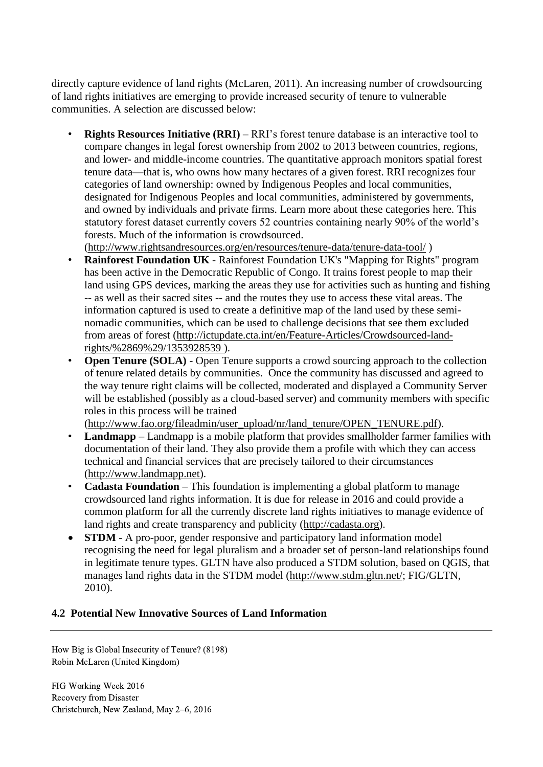directly capture evidence of land rights (McLaren, 2011). An increasing number of crowdsourcing of land rights initiatives are emerging to provide increased security of tenure to vulnerable communities. A selection are discussed below:

- **Rights Resources Initiative (RRI)** – RRI's forest tenure database is an interactive tool to compare changes in legal forest ownership from 2002 to 2013 between countries, regions, and lower- and middle-income countries. The quantitative approach monitors spatial forest tenure data—that is, who owns how many hectares of a given forest. RRI recognizes four categories of land ownership: owned by Indigenous Peoples and local communities, designated for Indigenous Peoples and local communities, administered by governments, and owned by individuals and private firms. Learn more about these categories here. This statutory forest dataset currently covers 52 countries containing nearly 90% of the world's forests. Much of the information is crowdsourced. (http://www.rightsandresources.org/en/resources/tenure-data/tenure-data-tool/ )
- **Rainforest Foundation UK** - Rainforest Foundation UK's "Mapping for Rights" program has been active in the Democratic Republic of Congo. It trains forest people to map their land using GPS devices, marking the areas they use for activities such as hunting and fishing -- as well as their sacred sites -- and the routes they use to access these vital areas. The information captured is used to create a definitive map of the land used by these semi-nomadic communities, which can be used to challenge decisions that see them excluded from areas of forest (http://ictupdate.cta.int/en/Feature-Articles/Crowdsourced-land-rights/%2869%29/1353928539 ).
- **Open Tenure (SOLA)** - Open Tenure supports a crowd sourcing approach to the collection of tenure related details by communities. Once the community has discussed and agreed to the way tenure right claims will be collected, moderated and displayed a Community Server will be established (possibly as a cloud-based server) and community members with specific roles in this process will be trained (http://www.fao.org/fileadmin/user_upload/nr/land_tenure/OPEN_TENURE.pdf).
- **Landmapp** – Landmapp is a mobile platform that provides smallholder farmer families with documentation of their land. They also provide them a profile with which they can access technical and financial services that are precisely tailored to their circumstances (http://www.landmapp.net).
- **Cadasta Foundation** – This foundation is implementing a global platform to manage crowdsourced land rights information. It is due for release in 2016 and could provide a common platform for all the currently discrete land rights initiatives to manage evidence of land rights and create transparency and publicity (http://cadasta.org).
- **STDM** - A pro-poor, gender responsive and participatory land information model recognising the need for legal pluralism and a broader set of person-land relationships found in legitimate tenure types. GLTN have also produced a STDM solution, based on QGIS, that manages land rights data in the STDM model (http://www.stdm.gltn.net/; FIG/GLTN, 2010).

## 4.2 Potential New Innovative Sources of Land Information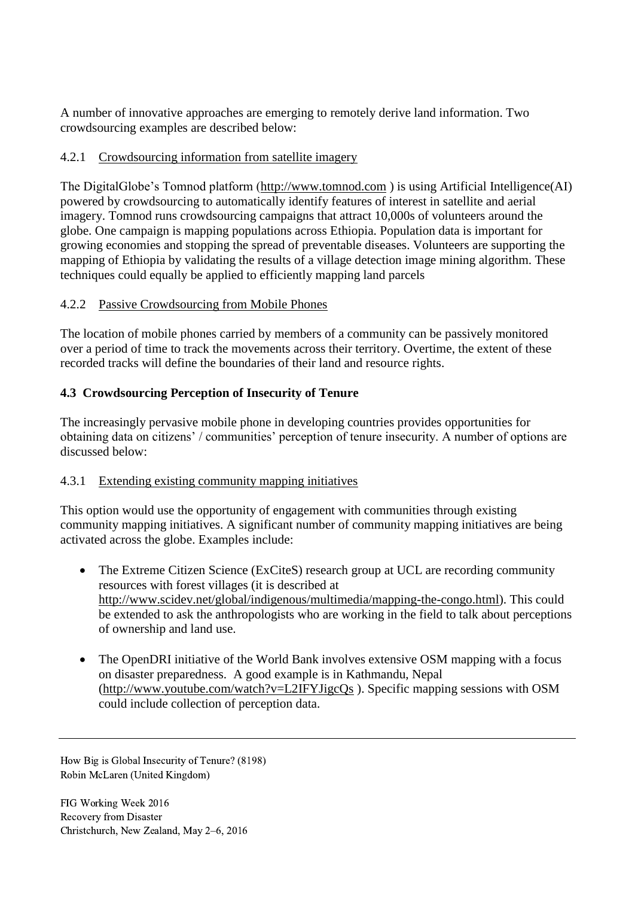A number of innovative approaches are emerging to remotely derive land information. Two crowdsourcing examples are described below:

#### 4.2.1 Crowdsourcing information from satellite imagery

The DigitalGlobe's Tomnod platform (http://www.tomnod.com ) is using Artificial Intelligence(AI) powered by crowdsourcing to automatically identify features of interest in satellite and aerial imagery. Tomnod runs crowdsourcing campaigns that attract 10,000s of volunteers around the globe. One campaign is mapping populations across Ethiopia. Population data is important for growing economies and stopping the spread of preventable diseases. Volunteers are supporting the mapping of Ethiopia by validating the results of a village detection image mining algorithm. These techniques could equally be applied to efficiently mapping land parcels

#### 4.2.2 Passive Crowdsourcing from Mobile Phones

The location of mobile phones carried by members of a community can be passively monitored over a period of time to track the movements across their territory. Overtime, the extent of these recorded tracks will define the boundaries of their land and resource rights.

### 4.3 Crowdsourcing Perception of Insecurity of Tenure

The increasingly pervasive mobile phone in developing countries provides opportunities for obtaining data on citizens' / communities' perception of tenure insecurity. A number of options are discussed below:

#### 4.3.1 Extending existing community mapping initiatives

This option would use the opportunity of engagement with communities through existing community mapping initiatives. A significant number of community mapping initiatives are being activated across the globe. Examples include:

- The Extreme Citizen Science (ExCiteS) research group at UCL are recording community resources with forest villages (it is described at http://www.scidev.net/global/indigenous/multimedia/mapping-the-congo.html). This could be extended to ask the anthropologists who are working in the field to talk about perceptions of ownership and land use.

- The OpenDRI initiative of the World Bank involves extensive OSM mapping with a focus on disaster preparedness. A good example is in Kathmandu, Nepal (http://www.youtube.com/watch?v=L2IFYJigcQs ). Specific mapping sessions with OSM could include collection of perception data.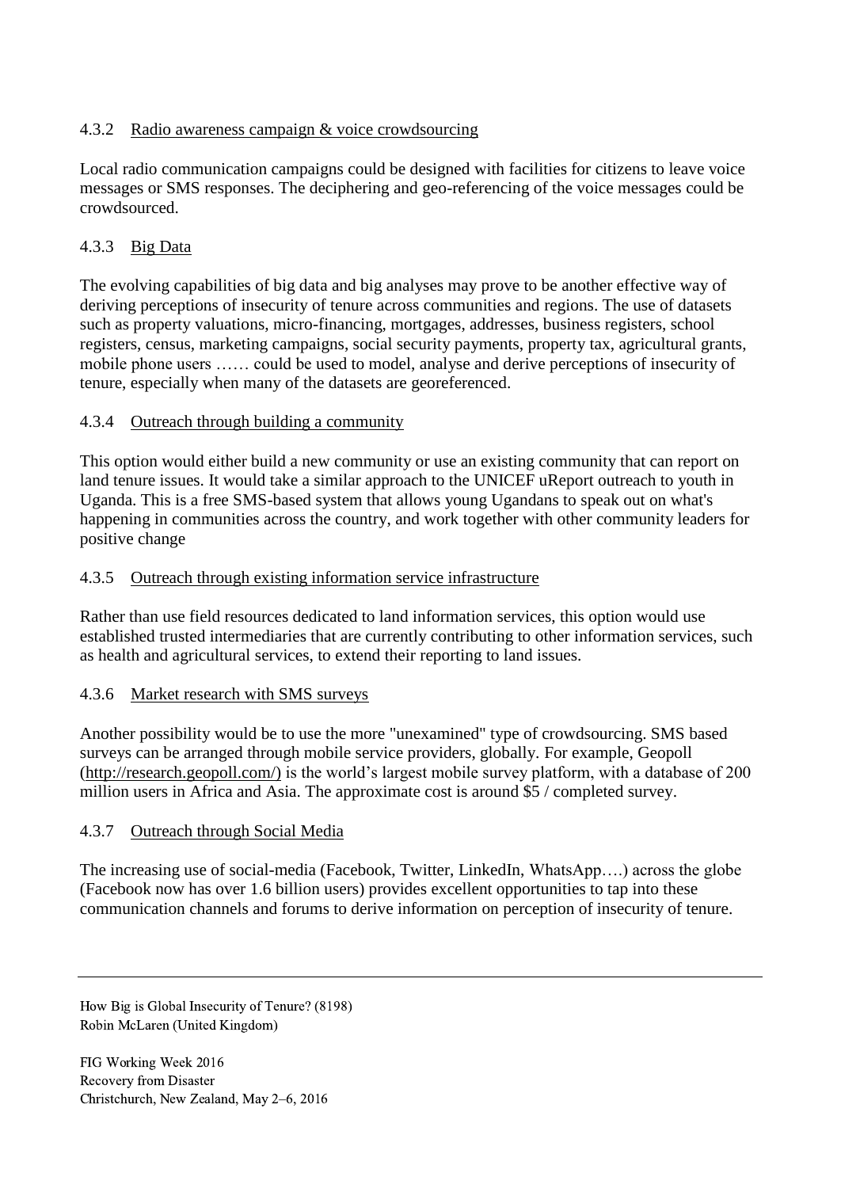#### 4.3.2 Radio awareness campaign & voice crowdsourcing

Local radio communication campaigns could be designed with facilities for citizens to leave voice messages or SMS responses. The deciphering and geo-referencing of the voice messages could be crowdsourced.

#### 4.3.3 Big Data

The evolving capabilities of big data and big analyses may prove to be another effective way of deriving perceptions of insecurity of tenure across communities and regions. The use of datasets such as property valuations, micro-financing, mortgages, addresses, business registers, school registers, census, marketing campaigns, social security payments, property tax, agricultural grants, mobile phone users …… could be used to model, analyse and derive perceptions of insecurity of tenure, especially when many of the datasets are georeferenced.

#### 4.3.4 Outreach through building a community

This option would either build a new community or use an existing community that can report on land tenure issues. It would take a similar approach to the UNICEF uReport outreach to youth in Uganda. This is a free SMS-based system that allows young Ugandans to speak out on what's happening in communities across the country, and work together with other community leaders for positive change

#### 4.3.5 Outreach through existing information service infrastructure

Rather than use field resources dedicated to land information services, this option would use established trusted intermediaries that are currently contributing to other information services, such as health and agricultural services, to extend their reporting to land issues.

#### 4.3.6 Market research with SMS surveys

Another possibility would be to use the more "unexamined" type of crowdsourcing. SMS based surveys can be arranged through mobile service providers, globally. For example, Geopoll (http://research.geopoll.com/) is the world's largest mobile survey platform, with a database of 200 million users in Africa and Asia. The approximate cost is around $5 / completed survey.

#### 4.3.7 Outreach through Social Media

The increasing use of social-media (Facebook, Twitter, LinkedIn, WhatsApp….) across the globe (Facebook now has over 1.6 billion users) provides excellent opportunities to tap into these communication channels and forums to derive information on perception of insecurity of tenure.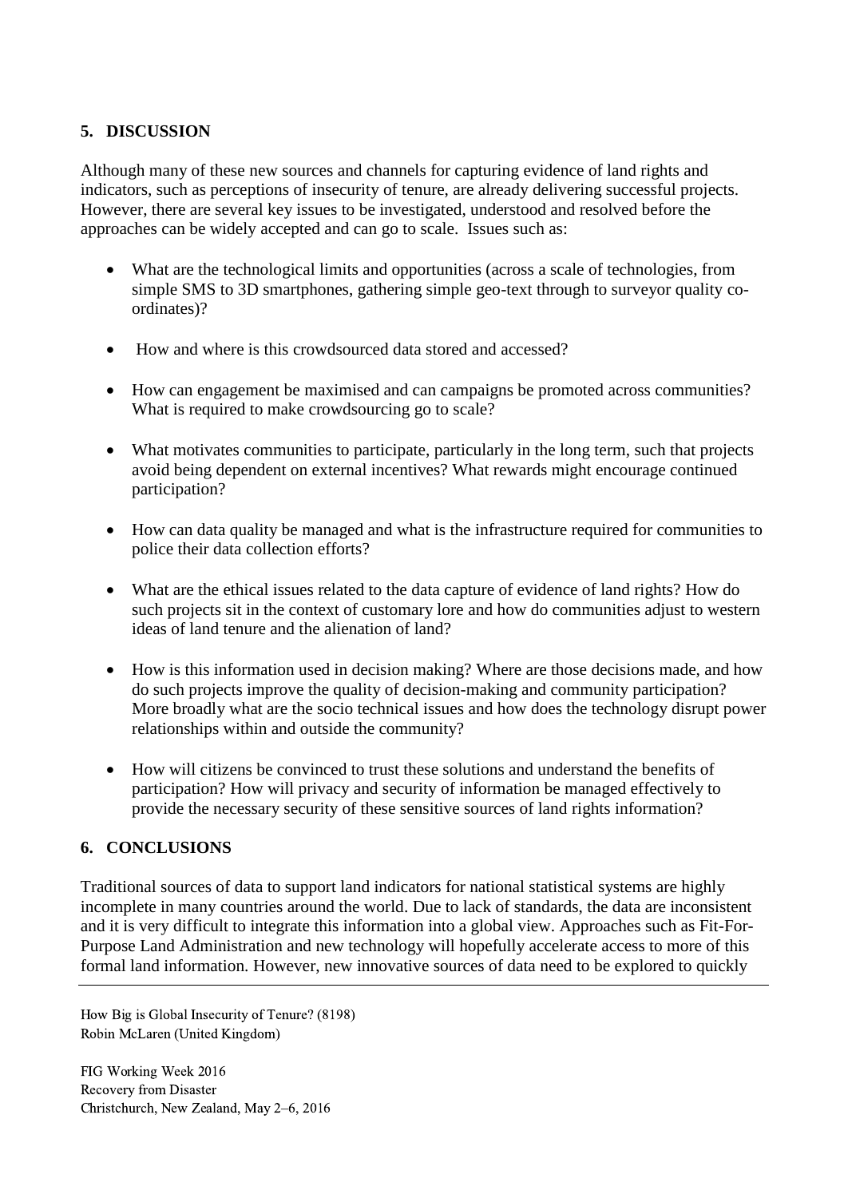## 5. DISCUSSION

Although many of these new sources and channels for capturing evidence of land rights and indicators, such as perceptions of insecurity of tenure, are already delivering successful projects. However, there are several key issues to be investigated, understood and resolved before the approaches can be widely accepted and can go to scale. Issues such as:

- What are the technological limits and opportunities (across a scale of technologies, from simple SMS to 3D smartphones, gathering simple geo-text through to surveyor quality co-ordinates)?
- How and where is this crowdsourced data stored and accessed?
- How can engagement be maximised and can campaigns be promoted across communities? What is required to make crowdsourcing go to scale?
- What motivates communities to participate, particularly in the long term, such that projects avoid being dependent on external incentives? What rewards might encourage continued participation?
- How can data quality be managed and what is the infrastructure required for communities to police their data collection efforts?
- What are the ethical issues related to the data capture of evidence of land rights? How do such projects sit in the context of customary lore and how do communities adjust to western ideas of land tenure and the alienation of land?
- How is this information used in decision making? Where are those decisions made, and how do such projects improve the quality of decision-making and community participation? More broadly what are the socio technical issues and how does the technology disrupt power relationships within and outside the community?
- How will citizens be convinced to trust these solutions and understand the benefits of participation? How will privacy and security of information be managed effectively to provide the necessary security of these sensitive sources of land rights information?

## 6. CONCLUSIONS

Traditional sources of data to support land indicators for national statistical systems are highly incomplete in many countries around the world. Due to lack of standards, the data are inconsistent and it is very difficult to integrate this information into a global view. Approaches such as Fit-For-Purpose Land Administration and new technology will hopefully accelerate access to more of this formal land information. However, new innovative sources of data need to be explored to quickly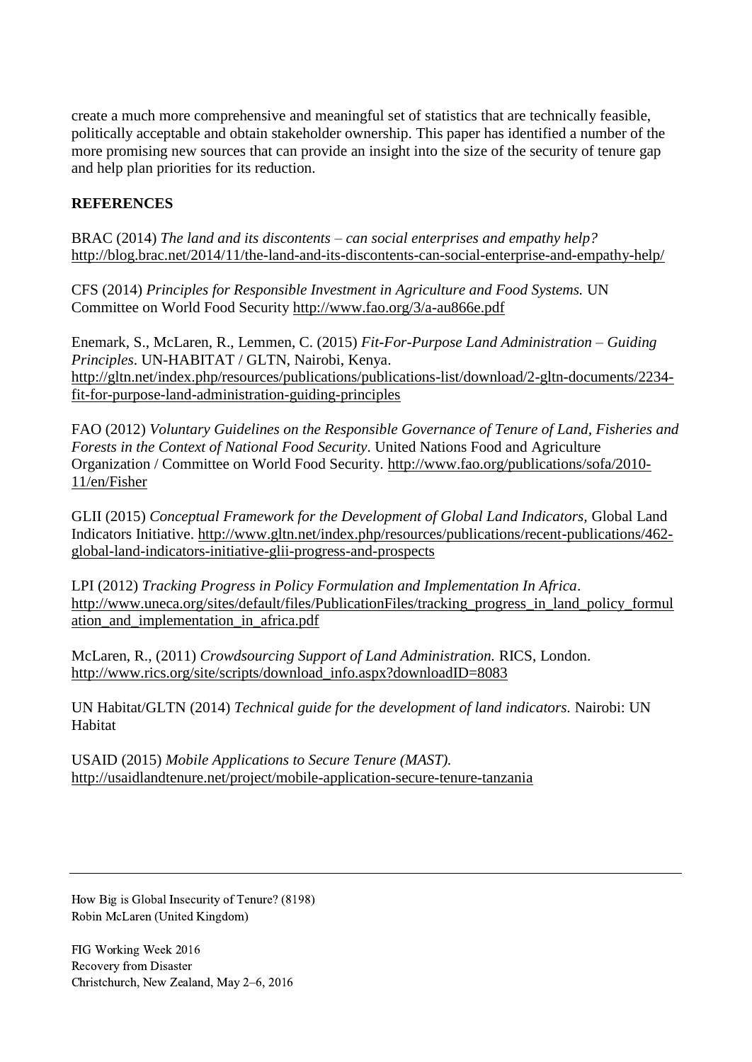create a much more comprehensive and meaningful set of statistics that are technically feasible, politically acceptable and obtain stakeholder ownership. This paper has identified a number of the more promising new sources that can provide an insight into the size of the security of tenure gap and help plan priorities for its reduction.

## REFERENCES

BRAC (2014) *The land and its discontents – can social enterprises and empathy help?* http://blog.brac.net/2014/11/the-land-and-its-discontents-can-social-enterprise-and-empathy-help/

CFS (2014) *Principles for Responsible Investment in Agriculture and Food Systems.* UN Committee on World Food Security http://www.fao.org/3/a-au866e.pdf

Enemark, S., McLaren, R., Lemmen, C. (2015) *Fit-For-Purpose Land Administration – Guiding Principles*. UN-HABITAT / GLTN, Nairobi, Kenya. http://gltn.net/index.php/resources/publications/publications-list/download/2-gltn-documents/2234-fit-for-purpose-land-administration-guiding-principles

FAO (2012) *Voluntary Guidelines on the Responsible Governance of Tenure of Land, Fisheries and Forests in the Context of National Food Security*. United Nations Food and Agriculture Organization / Committee on World Food Security. http://www.fao.org/publications/sofa/2010-11/en/Fisher

GLII (2015) *Conceptual Framework for the Development of Global Land Indicators*, Global Land Indicators Initiative. http://www.gltn.net/index.php/resources/publications/recent-publications/462-global-land-indicators-initiative-glii-progress-and-prospects

LPI (2012) *Tracking Progress in Policy Formulation and Implementation In Africa*. http://www.uneca.org/sites/default/files/PublicationFiles/tracking_progress_in_land_policy_formulation_and_implementation_in_africa.pdf

McLaren, R., (2011) *Crowdsourcing Support of Land Administration.* RICS, London. http://www.rics.org/site/scripts/download_info.aspx?downloadID=8083

UN Habitat/GLTN (2014) *Technical guide for the development of land indicators.* Nairobi: UN Habitat

USAID (2015) *Mobile Applications to Secure Tenure (MAST).* http://usaidlandtenure.net/project/mobile-application-secure-tenure-tanzania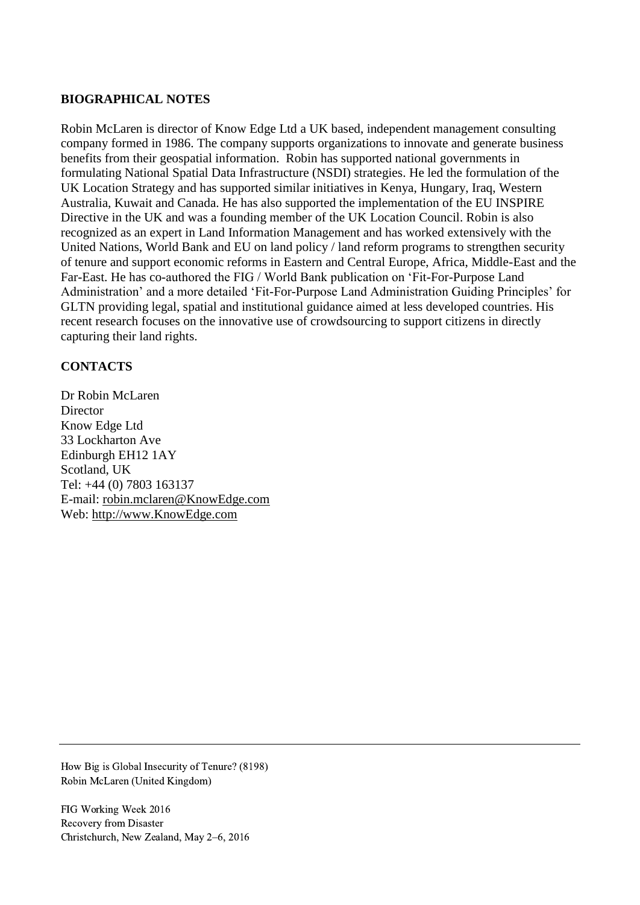## BIOGRAPHICAL NOTES

Robin McLaren is director of Know Edge Ltd a UK based, independent management consulting company formed in 1986. The company supports organizations to innovate and generate business benefits from their geospatial information. Robin has supported national governments in formulating National Spatial Data Infrastructure (NSDI) strategies. He led the formulation of the UK Location Strategy and has supported similar initiatives in Kenya, Hungary, Iraq, Western Australia, Kuwait and Canada. He has also supported the implementation of the EU INSPIRE Directive in the UK and was a founding member of the UK Location Council. Robin is also recognized as an expert in Land Information Management and has worked extensively with the United Nations, World Bank and EU on land policy / land reform programs to strengthen security of tenure and support economic reforms in Eastern and Central Europe, Africa, Middle-East and the Far-East. He has co-authored the FIG / World Bank publication on 'Fit-For-Purpose Land Administration' and a more detailed 'Fit-For-Purpose Land Administration Guiding Principles' for GLTN providing legal, spatial and institutional guidance aimed at less developed countries. His recent research focuses on the innovative use of crowdsourcing to support citizens in directly capturing their land rights.

## CONTACTS

Dr Robin McLaren  
Director  
Know Edge Ltd  
33 Lockharton Ave  
Edinburgh EH12 1AY  
Scotland, UK  
Tel: +44 (0) 7803 163137  
E-mail: robin.mclaren@KnowEdge.com  
Web: http://www.KnowEdge.com